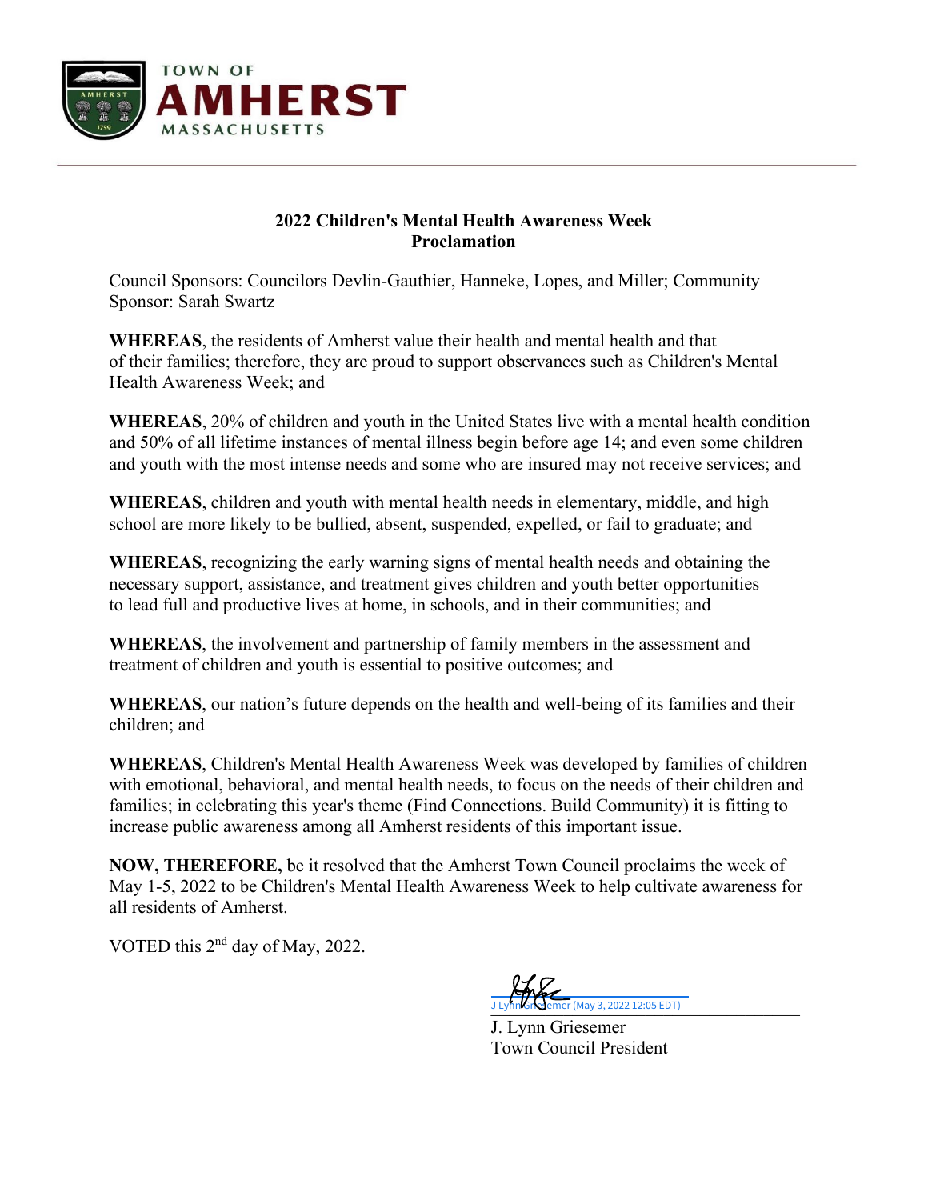TOWN OF
AMHERST
MASSACHUSETTS

## 2022 Children's Mental Health Awareness Week Proclamation

Council Sponsors: Councilors Devlin-Gauthier, Hanneke, Lopes, and Miller; Community Sponsor: Sarah Swartz

**WHEREAS**, the residents of Amherst value their health and mental health and that of their families; therefore, they are proud to support observances such as Children's Mental Health Awareness Week; and

**WHEREAS**, 20% of children and youth in the United States live with a mental health condition and 50% of all lifetime instances of mental illness begin before age 14; and even some children and youth with the most intense needs and some who are insured may not receive services; and

**WHEREAS**, children and youth with mental health needs in elementary, middle, and high school are more likely to be bullied, absent, suspended, expelled, or fail to graduate; and

**WHEREAS**, recognizing the early warning signs of mental health needs and obtaining the necessary support, assistance, and treatment gives children and youth better opportunities to lead full and productive lives at home, in schools, and in their communities; and

**WHEREAS**, the involvement and partnership of family members in the assessment and treatment of children and youth is essential to positive outcomes; and

**WHEREAS**, our nation's future depends on the health and well-being of its families and their children; and

**WHEREAS**, Children's Mental Health Awareness Week was developed by families of children with emotional, behavioral, and mental health needs, to focus on the needs of their children and families; in celebrating this year's theme (Find Connections. Build Community) it is fitting to increase public awareness among all Amherst residents of this important issue.

**NOW, THEREFORE,** be it resolved that the Amherst Town Council proclaims the week of May 1-5, 2022 to be Children's Mental Health Awareness Week to help cultivate awareness for all residents of Amherst.

VOTED this 2nd day of May, 2022.

J Lynn Griesemer (May 3, 2022 12:05 EDT)

J. Lynn Griesemer
Town Council President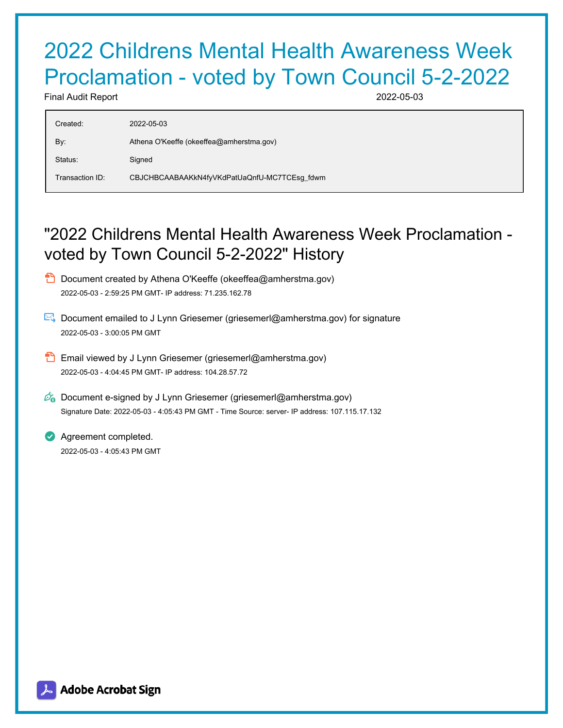# 2022 Childrens Mental Health Awareness Week Proclamation - voted by Town Council 5-2-2022

Final Audit Report 2022-05-03

| | |
|---|---|
| Created: | 2022-05-03 |
| By: | Athena O'Keeffe (okeeffea@amherstma.gov) |
| Status: | Signed |
| Transaction ID: | CBJCHBCAABAAKkN4fyVKdPatUaQnfU-MC7TCEsg_fdwm |

## "2022 Childrens Mental Health Awareness Week Proclamation - voted by Town Council 5-2-2022" History

- Document created by Athena O'Keeffe (okeeffea@amherstma.gov)
  2022-05-03 - 2:59:25 PM GMT- IP address: 71.235.162.78

- Document emailed to J Lynn Griesemer (griesemerl@amherstma.gov) for signature
  2022-05-03 - 3:00:05 PM GMT

- Email viewed by J Lynn Griesemer (griesemerl@amherstma.gov)
  2022-05-03 - 4:04:45 PM GMT- IP address: 104.28.57.72

- Document e-signed by J Lynn Griesemer (griesemerl@amherstma.gov)
  Signature Date: 2022-05-03 - 4:05:43 PM GMT - Time Source: server- IP address: 107.115.17.132

- Agreement completed.
  2022-05-03 - 4:05:43 PM GMT

Adobe Acrobat Sign